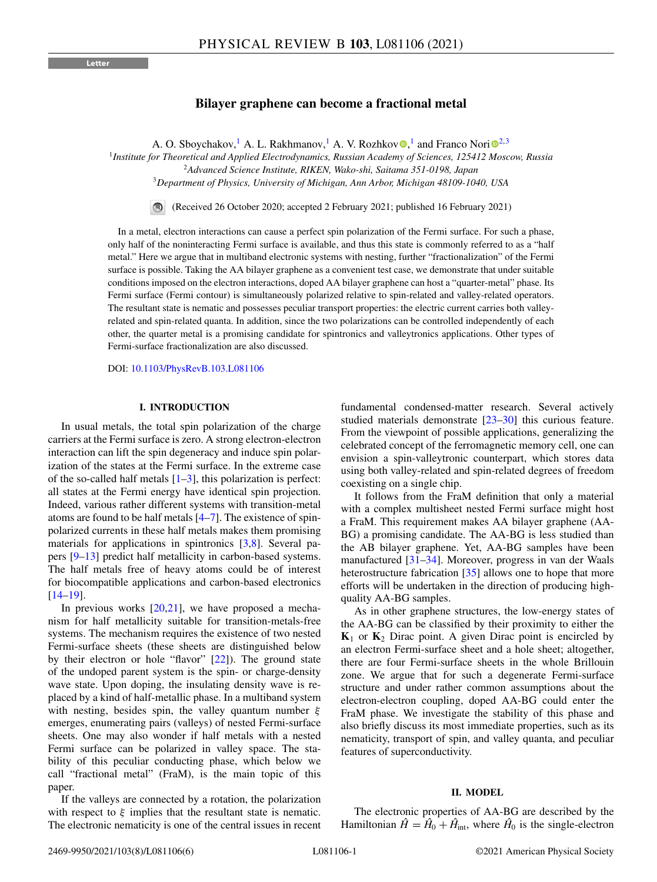Letter

# Bilayer graphene can become a fractional metal

A. O. Sboychakov,[1] A. L. Rakhmanov,[1] A. V. Rozhkov,[1] and Franco Nori[2,3]

[1]Institute for Theoretical and Applied Electrodynamics, Russian Academy of Sciences, 125412 Moscow, Russia
[2]Advanced Science Institute, RIKEN, Wako-shi, Saitama 351-0198, Japan
[3]Department of Physics, University of Michigan, Ann Arbor, Michigan 48109-1040, USA

(Received 26 October 2020; accepted 2 February 2021; published 16 February 2021)

In a metal, electron interactions can cause a perfect spin polarization of the Fermi surface. For such a phase, only half of the noninteracting Fermi surface is available, and thus this state is commonly referred to as a "half metal." Here we argue that in multiband electronic systems with nesting, further "fractionalization" of the Fermi surface is possible. Taking the AA bilayer graphene as a convenient test case, we demonstrate that under suitable conditions imposed on the electron interactions, doped AA bilayer graphene can host a "quarter-metal" phase. Its Fermi surface (Fermi contour) is simultaneously polarized relative to spin-related and valley-related operators. The resultant state is nematic and possesses peculiar transport properties: the electric current carries both valley-related and spin-related quanta. In addition, since the two polarizations can be controlled independently of each other, the quarter metal is a promising candidate for spintronics and valleytronics applications. Other types of Fermi-surface fractionalization are also discussed.

DOI: 10.1103/PhysRevB.103.L081106

## I. INTRODUCTION

In usual metals, the total spin polarization of the charge carriers at the Fermi surface is zero. A strong electron-electron interaction can lift the spin degeneracy and induce spin polarization of the states at the Fermi surface. In the extreme case of the so-called half metals [1–3], this polarization is perfect: all states at the Fermi energy have identical spin projection. Indeed, various rather different systems with transition-metal atoms are found to be half metals [4–7]. The existence of spin-polarized currents in these half metals makes them promising materials for applications in spintronics [3,8]. Several papers [9–13] predict half metallicity in carbon-based systems. The half metals free of heavy atoms could be of interest for biocompatible applications and carbon-based electronics [14–19].

In previous works [20,21], we have proposed a mechanism for half metallicity suitable for transition-metals-free systems. The mechanism requires the existence of two nested Fermi-surface sheets (these sheets are distinguished below by their electron or hole "flavor" [22]). The ground state of the undoped parent system is the spin- or charge-density wave state. Upon doping, the insulating density wave is replaced by a kind of half-metallic phase. In a multiband system with nesting, besides spin, the valley quantum number $\xi$ emerges, enumerating pairs (valleys) of nested Fermi-surface sheets. One may also wonder if half metals with a nested Fermi surface can be polarized in valley space. The stability of this peculiar conducting phase, which below we call "fractional metal" (FraM), is the main topic of this paper.

If the valleys are connected by a rotation, the polarization with respect to $\xi$ implies that the resultant state is nematic. The electronic nematicity is one of the central issues in recent fundamental condensed-matter research. Several actively studied materials demonstrate [23–30] this curious feature. From the viewpoint of possible applications, generalizing the celebrated concept of the ferromagnetic memory cell, one can envision a spin-valleytronic counterpart, which stores data using both valley-related and spin-related degrees of freedom coexisting on a single chip.

It follows from the FraM definition that only a material with a complex multisheet nested Fermi surface might host a FraM. This requirement makes AA bilayer graphene (AA-BG) a promising candidate. The AA-BG is less studied than the AB bilayer graphene. Yet, AA-BG samples have been manufactured [31–34]. Moreover, progress in van der Waals heterostructure fabrication [35] allows one to hope that more efforts will be undertaken in the direction of producing high-quality AA-BG samples.

As in other graphene structures, the low-energy states of the AA-BG can be classified by their proximity to either the $\mathbf{K}_1$ or $\mathbf{K}_2$ Dirac point. A given Dirac point is encircled by an electron Fermi-surface sheet and a hole sheet; altogether, there are four Fermi-surface sheets in the whole Brillouin zone. We argue that for such a degenerate Fermi-surface structure and under rather common assumptions about the electron-electron coupling, doped AA-BG could enter the FraM phase. We investigate the stability of this phase and also briefly discuss its most immediate properties, such as its nematicity, transport of spin, and valley quanta, and peculiar features of superconductivity.

## II. MODEL

The electronic properties of AA-BG are described by the Hamiltonian $\hat{H} = \hat{H}_0 + \hat{H}_{\text{int}}$, where $\hat{H}_0$ is the single-electron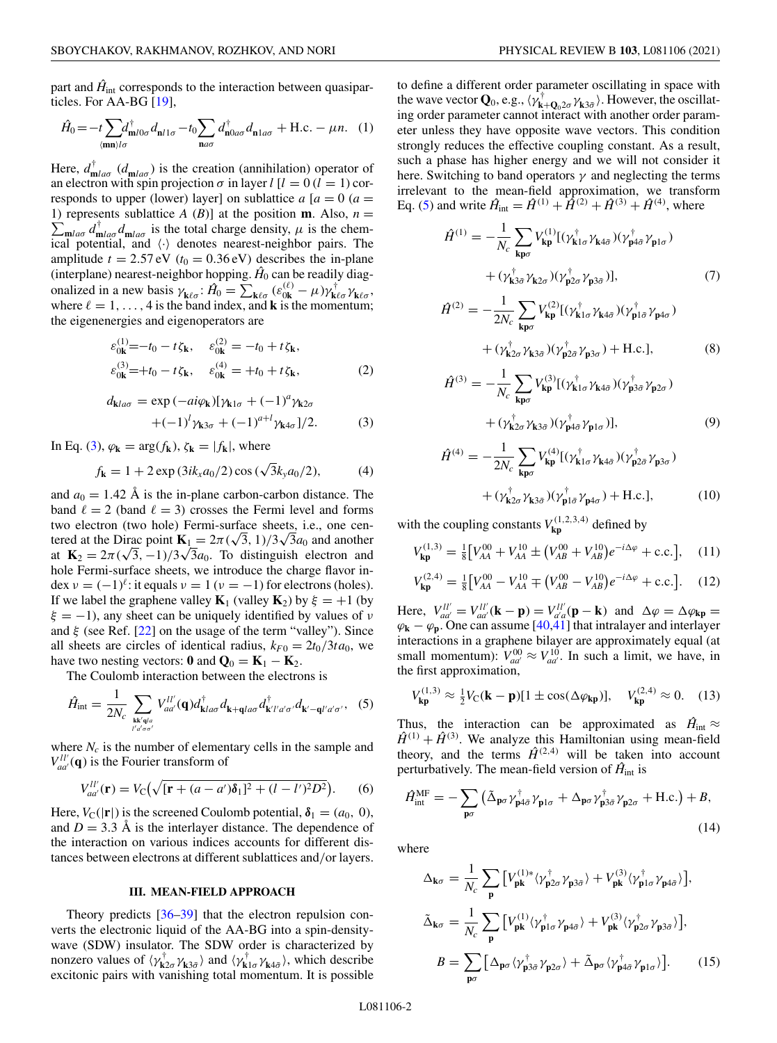part and $\hat{H}_{\rm int}$ corresponds to the interaction between quasiparticles. For AA-BG [19],

$$\hat{H}_0 = -t\sum_{\langle\mathbf{mn}\rangle l\sigma} d^\dagger_{\mathbf{m}l0\sigma} d_{\mathbf{n}l1\sigma} - t_0 \sum_{\mathbf{n}a\sigma} d^\dagger_{\mathbf{n}0a\sigma} d_{\mathbf{n}1a\sigma} + \text{H.c.} - \mu n. \quad (1)$$

Here, $d^\dagger_{\mathbf{m}la\sigma}$ ($d_{\mathbf{m}la\sigma}$) is the creation (annihilation) operator of an electron with spin projection $\sigma$ in layer $l$ [$l = 0$ ($l = 1$) corresponds to upper (lower) layer] on sublattice $a$ [$a = 0$ ($a = 1$) represents sublattice $A$ ($B$)] at the position $\mathbf{m}$. Also, $n = \sum_{\mathbf{m}la\sigma} d^\dagger_{\mathbf{m}la\sigma} d_{\mathbf{m}la\sigma}$ is the total charge density, $\mu$ is the chemical potential, and $\langle\cdot\rangle$ denotes nearest-neighbor pairs. The amplitude $t = 2.57$ eV ($t_0 = 0.36$ eV) describes the in-plane (interplane) nearest-neighbor hopping. $\hat{H}_0$ can be readily diagonalized in a new basis $\gamma_{\mathbf{k}\ell\sigma}$: $\hat{H}_0 = \sum_{\mathbf{k}\ell\sigma}(\varepsilon^{(\ell)}_{0\mathbf{k}} - \mu)\gamma^\dagger_{\mathbf{k}\ell\sigma}\gamma_{\mathbf{k}\ell\sigma}$, where $\ell = 1, \ldots, 4$ is the band index, and $\mathbf{k}$ is the momentum; the eigenenergies and eigenoperators are

$$\begin{aligned}
\varepsilon^{(1)}_{0\mathbf{k}} &= -t_0 - t\zeta_\mathbf{k}, \quad \varepsilon^{(2)}_{0\mathbf{k}} = -t_0 + t\zeta_\mathbf{k},\\
\varepsilon^{(3)}_{0\mathbf{k}} &= +t_0 - t\zeta_\mathbf{k}, \quad \varepsilon^{(4)}_{0\mathbf{k}} = +t_0 + t\zeta_\mathbf{k},
\end{aligned} \quad (2)$$

$$\begin{aligned}
d_{\mathbf{k}la\sigma} = \exp(-ai\varphi_\mathbf{k})[&\gamma_{\mathbf{k}1\sigma} + (-1)^a\gamma_{\mathbf{k}2\sigma}\\
&+ (-1)^l\gamma_{\mathbf{k}3\sigma} + (-1)^{a+l}\gamma_{\mathbf{k}4\sigma}]/2.
\end{aligned} \quad (3)$$

In Eq. (3), $\varphi_\mathbf{k} = \arg(f_\mathbf{k})$, $\zeta_\mathbf{k} = |f_\mathbf{k}|$, where

$$f_\mathbf{k} = 1 + 2\exp(3ik_x a_0/2)\cos(\sqrt{3}k_y a_0/2), \quad (4)$$

and $a_0 = 1.42$ Å is the in-plane carbon-carbon distance. The band $\ell = 2$ (band $\ell = 3$) crosses the Fermi level and forms two electron (two hole) Fermi-surface sheets, i.e., one centered at the Dirac point $\mathbf{K}_1 = 2\pi(\sqrt{3}, 1)/3\sqrt{3}a_0$ and another at $\mathbf{K}_2 = 2\pi(\sqrt{3}, -1)/3\sqrt{3}a_0$. To distinguish electron and hole Fermi-surface sheets, we introduce the charge flavor index $\nu = (-1)^\ell$: it equals $\nu = 1$ ($\nu = -1$) for electrons (holes). If we label the graphene valley $\mathbf{K}_1$ (valley $\mathbf{K}_2$) by $\xi = +1$ (by $\xi = -1$), any sheet can be uniquely identified by values of $\nu$ and $\xi$ (see Ref. [22] on the usage of the term "valley"). Since all sheets are circles of identical radius, $k_F = 2t_0/3ta_0$, we have two nesting vectors: $\mathbf{0}$ and $\mathbf{Q}_0 = \mathbf{K}_1 - \mathbf{K}_2$.

The Coulomb interaction between the electrons is

$$\hat{H}_{\rm int} = \frac{1}{2N_c}\sum_{\substack{\mathbf{kk'q}la\\ l'a'\sigma\sigma'}} V^{ll'}_{aa'}(\mathbf{q}) d^\dagger_{\mathbf{k}la\sigma} d_{\mathbf{k}+\mathbf{q}la\sigma} d^\dagger_{\mathbf{k}'l'a'\sigma'} d_{\mathbf{k}'-\mathbf{q}l'a'\sigma'}, \quad (5)$$

where $N_c$ is the number of elementary cells in the sample and $V^{ll'}_{aa'}(\mathbf{q})$ is the Fourier transform of

$$V^{ll'}_{aa'}(\mathbf{r}) = V_C\left(\sqrt{[\mathbf{r} + (a - a')\boldsymbol{\delta}_1]^2 + (l - l')^2 D^2}\right). \quad (6)$$

Here, $V_C(|\mathbf{r}|)$ is the screened Coulomb potential, $\boldsymbol{\delta}_1 = (a_0, 0)$, and $D = 3.3$ Å is the interlayer distance. The dependence of the interaction on various indices accounts for different distances between electrons at different sublattices and/or layers.

## III. MEAN-FIELD APPROACH

Theory predicts [36–39] that the electron repulsion converts the electronic liquid of the AA-BG into a spin-density-wave (SDW) insulator. The SDW order is characterized by nonzero values of $\langle\gamma^\dagger_{\mathbf{k}2\sigma}\gamma_{\mathbf{k}3\bar{\sigma}}\rangle$ and $\langle\gamma^\dagger_{\mathbf{k}1\sigma}\gamma_{\mathbf{k}4\bar{\sigma}}\rangle$, which describe excitonic pairs with vanishing total momentum. It is possible to define a different order parameter oscillating in space with the wave vector $\mathbf{Q}_0$, e.g., $\langle\gamma^\dagger_{\mathbf{k}+\mathbf{Q}_0 2\sigma}\gamma_{\mathbf{k}3\bar{\sigma}}\rangle$. However, the oscillating order parameter cannot interact with another order parameter unless they have opposite wave vectors. This condition strongly reduces the effective coupling constant. As a result, such a phase has higher energy and we will not consider it here. Switching to band operators $\gamma$ and neglecting the terms irrelevant to the mean-field approximation, we transform Eq. (5) and write $\hat{H}_{\rm int} = \hat{H}^{(1)} + \hat{H}^{(2)} + \hat{H}^{(3)} + \hat{H}^{(4)}$, where

$$\begin{aligned}
\hat{H}^{(1)} = -\frac{1}{N_c}\sum_{\mathbf{kp}\sigma} V^{(1)}_{\mathbf{kp}}[&(\gamma^\dagger_{\mathbf{k}1\sigma}\gamma_{\mathbf{k}4\bar{\sigma}})(\gamma^\dagger_{\mathbf{p}4\bar{\sigma}}\gamma_{\mathbf{p}1\sigma})\\
&+ (\gamma^\dagger_{\mathbf{k}3\bar{\sigma}}\gamma_{\mathbf{k}2\sigma})(\gamma^\dagger_{\mathbf{p}2\sigma}\gamma_{\mathbf{p}3\bar{\sigma}})],
\end{aligned} \quad (7)$$

$$\begin{aligned}
\hat{H}^{(2)} = -\frac{1}{2N_c}\sum_{\mathbf{kp}\sigma} V^{(2)}_{\mathbf{kp}}[&(\gamma^\dagger_{\mathbf{k}1\sigma}\gamma_{\mathbf{k}4\bar{\sigma}})(\gamma^\dagger_{\mathbf{p}1\bar{\sigma}}\gamma_{\mathbf{p}4\sigma})\\
&+ (\gamma^\dagger_{\mathbf{k}2\sigma}\gamma_{\mathbf{k}3\bar{\sigma}})(\gamma^\dagger_{\mathbf{p}2\bar{\sigma}}\gamma_{\mathbf{p}3\sigma}) + \text{H.c.}],
\end{aligned} \quad (8)$$

$$\begin{aligned}
\hat{H}^{(3)} = -\frac{1}{N_c}\sum_{\mathbf{kp}\sigma} V^{(3)}_{\mathbf{kp}}[&(\gamma^\dagger_{\mathbf{k}1\sigma}\gamma_{\mathbf{k}4\bar{\sigma}})(\gamma^\dagger_{\mathbf{p}3\bar{\sigma}}\gamma_{\mathbf{p}2\sigma})\\
&+ (\gamma^\dagger_{\mathbf{k}2\sigma}\gamma_{\mathbf{k}3\bar{\sigma}})(\gamma^\dagger_{\mathbf{p}4\bar{\sigma}}\gamma_{\mathbf{p}1\sigma})],
\end{aligned} \quad (9)$$

$$\begin{aligned}
\hat{H}^{(4)} = -\frac{1}{2N_c}\sum_{\mathbf{kp}\sigma} V^{(4)}_{\mathbf{kp}}[&(\gamma^\dagger_{\mathbf{k}1\sigma}\gamma_{\mathbf{k}4\bar{\sigma}})(\gamma^\dagger_{\mathbf{p}2\bar{\sigma}}\gamma_{\mathbf{p}3\sigma})\\
&+ (\gamma^\dagger_{\mathbf{k}2\sigma}\gamma_{\mathbf{k}3\bar{\sigma}})(\gamma^\dagger_{\mathbf{p}1\bar{\sigma}}\gamma_{\mathbf{p}4\sigma}) + \text{H.c.}],
\end{aligned} \quad (10)$$

with the coupling constants $V^{(1,2,3,4)}_{\mathbf{kp}}$ defined by

$$V^{(1,3)}_{\mathbf{kp}} = \tfrac{1}{8}\left[V^{00}_{AA} + V^{10}_{AA} \pm \left(V^{00}_{AB} + V^{10}_{AB}\right)e^{-i\Delta\varphi} + \text{c.c.}\right], \quad (11)$$

$$V^{(2,4)}_{\mathbf{kp}} = \tfrac{1}{8}\left[V^{00}_{AA} - V^{10}_{AA} \mp \left(V^{00}_{AB} - V^{10}_{AB}\right)e^{-i\Delta\varphi} + \text{c.c.}\right]. \quad (12)$$

Here, $V^{ll'}_{aa'} = V^{ll'}_{aa'}(\mathbf{k} - \mathbf{p}) = V^{ll'}_{a'a}(\mathbf{p} - \mathbf{k})$ and $\Delta\varphi = \Delta\varphi_{\mathbf{kp}} = \varphi_\mathbf{k} - \varphi_\mathbf{p}$. One can assume [40,41] that intralayer and interlayer interactions in a graphene bilayer are approximately equal (at small momentum): $V^{00}_{aa'} \approx V^{10}_{aa'}$. In such a limit, we have, in the first approximation,

$$V^{(1,3)}_{\mathbf{kp}} \approx \tfrac{1}{2}V_C(\mathbf{k} - \mathbf{p})[1 \pm \cos(\Delta\varphi_{\mathbf{kp}})], \quad V^{(2,4)}_{\mathbf{kp}} \approx 0. \quad (13)$$

Thus, the interaction can be approximated as $\hat{H}_{\rm int} \approx \hat{H}^{(1)} + \hat{H}^{(3)}$. We analyze this Hamiltonian using mean-field theory, and the terms $\hat{H}^{(2,4)}$ will be taken into account perturbatively. The mean-field version of $\hat{H}_{\rm int}$ is

$$\hat{H}^{\rm MF}_{\rm int} = -\sum_{\mathbf{p}\sigma}\left(\tilde{\Delta}_{\mathbf{p}\sigma}\gamma^\dagger_{\mathbf{p}4\bar{\sigma}}\gamma_{\mathbf{p}1\sigma} + \Delta_{\mathbf{p}\sigma}\gamma^\dagger_{\mathbf{p}3\bar{\sigma}}\gamma_{\mathbf{p}2\sigma} + \text{H.c.}\right) + B, \quad (14)$$

where

$$\begin{aligned}
\Delta_{\mathbf{k}\sigma} &= \frac{1}{N_c}\sum_\mathbf{p}\left[V^{(1)*}_{\mathbf{pk}}\langle\gamma^\dagger_{\mathbf{p}2\sigma}\gamma_{\mathbf{p}3\bar{\sigma}}\rangle + V^{(3)}_{\mathbf{pk}}\langle\gamma^\dagger_{\mathbf{p}1\sigma}\gamma_{\mathbf{p}4\bar{\sigma}}\rangle\right],\\
\tilde{\Delta}_{\mathbf{k}\sigma} &= \frac{1}{N_c}\sum_\mathbf{p}\left[V^{(1)}_{\mathbf{pk}}\langle\gamma^\dagger_{\mathbf{p}1\sigma}\gamma_{\mathbf{p}4\bar{\sigma}}\rangle + V^{(3)}_{\mathbf{pk}}\langle\gamma^\dagger_{\mathbf{p}2\sigma}\gamma_{\mathbf{p}3\bar{\sigma}}\rangle\right],\\
B &= \sum_{\mathbf{p}\sigma}\left[\Delta_{\mathbf{p}\sigma}\langle\gamma^\dagger_{\mathbf{p}3\bar{\sigma}}\gamma_{\mathbf{p}2\sigma}\rangle + \tilde{\Delta}_{\mathbf{p}\sigma}\langle\gamma^\dagger_{\mathbf{p}4\bar{\sigma}}\gamma_{\mathbf{p}1\sigma}\rangle\right].
\end{aligned} \quad (15)$$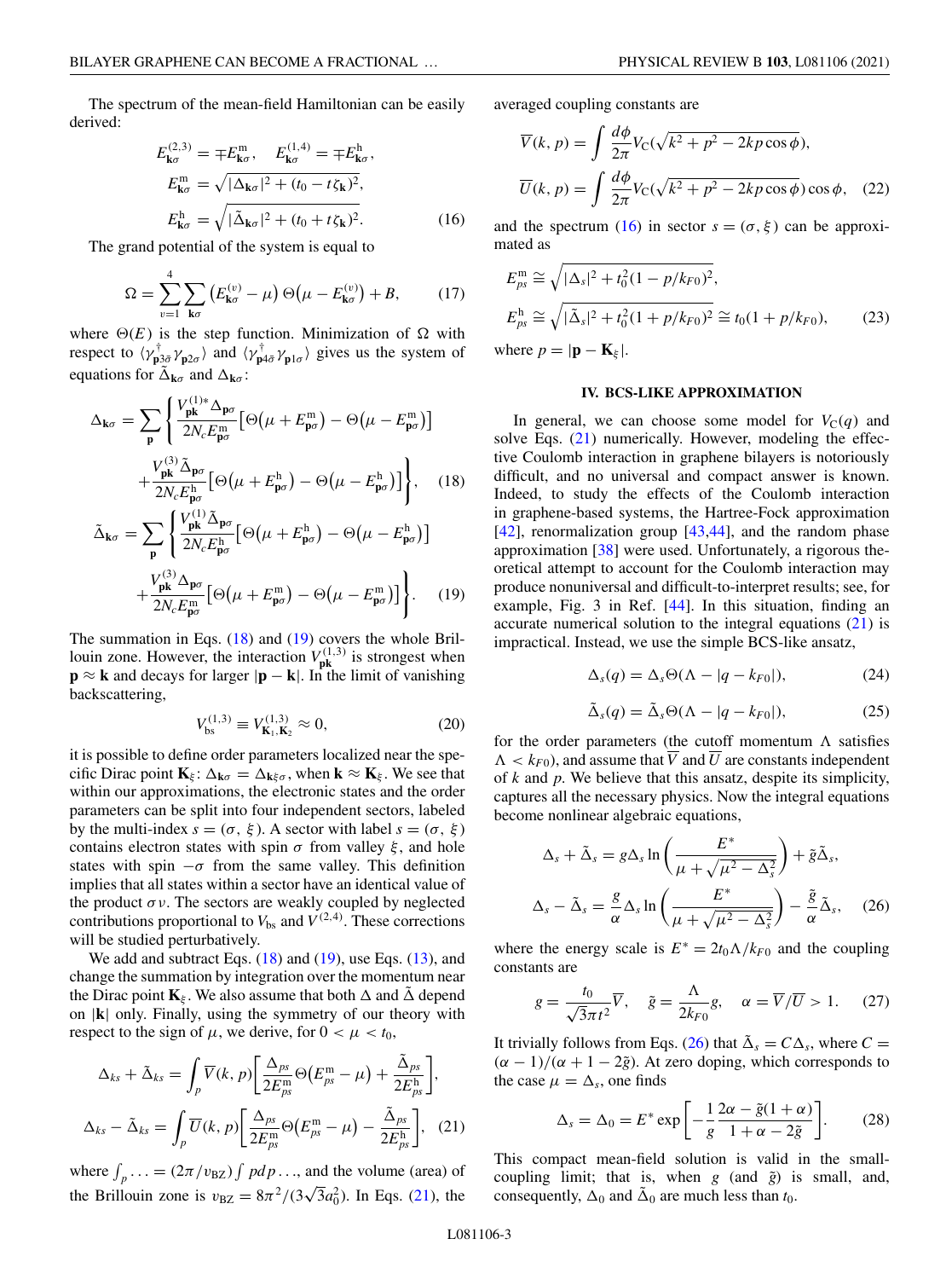The spectrum of the mean-field Hamiltonian can be easily derived:

$$
\begin{aligned}
E^{(2,3)}_{\mathbf{k}\sigma} &= \mp E^{\mathrm{m}}_{\mathbf{k}\sigma}, \quad E^{(1,4)}_{\mathbf{k}\sigma} = \mp E^{\mathrm{h}}_{\mathbf{k}\sigma},\\
E^{\mathrm{m}}_{\mathbf{k}\sigma} &= \sqrt{|\Delta_{\mathbf{k}\sigma}|^2 + (t_0 - t\zeta_{\mathbf{k}})^2},\\
E^{\mathrm{h}}_{\mathbf{k}\sigma} &= \sqrt{|\tilde{\Delta}_{\mathbf{k}\sigma}|^2 + (t_0 + t\zeta_{\mathbf{k}})^2}.
\end{aligned} \tag{16}
$$

The grand potential of the system is equal to

$$
\Omega = \sum_{\nu=1}^{4}\sum_{\mathbf{k}\sigma}\left(E^{(\nu)}_{\mathbf{k}\sigma} - \mu\right)\Theta\left(\mu - E^{(\nu)}_{\mathbf{k}\sigma}\right) + B, \tag{17}
$$

where $\Theta(E)$ is the step function. Minimization of $\Omega$ with respect to $\langle \gamma^\dagger_{\mathbf{p}3\bar{\sigma}}\gamma_{\mathbf{p}2\sigma}\rangle$ and $\langle \gamma^\dagger_{\mathbf{p}4\bar{\sigma}}\gamma_{\mathbf{p}1\sigma}\rangle$ gives us the system of equations for $\tilde{\Delta}_{\mathbf{k}\sigma}$ and $\Delta_{\mathbf{k}\sigma}$:

$$
\begin{aligned}
\Delta_{\mathbf{k}\sigma} = \sum_{\mathbf{p}}\Bigg\{&\frac{V^{(1)*}_{\mathbf{pk}}\Delta_{\mathbf{p}\sigma}}{2N_c E^{\mathrm{m}}_{\mathbf{p}\sigma}}\left[\Theta\left(\mu + E^{\mathrm{m}}_{\mathbf{p}\sigma}\right) - \Theta\left(\mu - E^{\mathrm{m}}_{\mathbf{p}\sigma}\right)\right]\\
&+ \frac{V^{(3)}_{\mathbf{pk}}\tilde{\Delta}_{\mathbf{p}\sigma}}{2N_c E^{\mathrm{h}}_{\mathbf{p}\sigma}}\left[\Theta\left(\mu + E^{\mathrm{h}}_{\mathbf{p}\sigma}\right) - \Theta\left(\mu - E^{\mathrm{h}}_{\mathbf{p}\sigma}\right)\right]\Bigg\},
\end{aligned} \tag{18}
$$

$$
\begin{aligned}
\tilde{\Delta}_{\mathbf{k}\sigma} = \sum_{\mathbf{p}}\Bigg\{&\frac{V^{(1)}_{\mathbf{pk}}\tilde{\Delta}_{\mathbf{p}\sigma}}{2N_c E^{\mathrm{h}}_{\mathbf{p}\sigma}}\left[\Theta\left(\mu + E^{\mathrm{h}}_{\mathbf{p}\sigma}\right) - \Theta\left(\mu - E^{\mathrm{h}}_{\mathbf{p}\sigma}\right)\right]\\
&+ \frac{V^{(3)}_{\mathbf{pk}}\Delta_{\mathbf{p}\sigma}}{2N_c E^{\mathrm{m}}_{\mathbf{p}\sigma}}\left[\Theta\left(\mu + E^{\mathrm{m}}_{\mathbf{p}\sigma}\right) - \Theta\left(\mu - E^{\mathrm{m}}_{\mathbf{p}\sigma}\right)\right]\Bigg\}.
\end{aligned} \tag{19}
$$

The summation in Eqs. (18) and (19) covers the whole Brillouin zone. However, the interaction $V^{(1,3)}_{\mathbf{pk}}$ is strongest when $\mathbf{p} \approx \mathbf{k}$ and decays for larger $|\mathbf{p} - \mathbf{k}|$. In the limit of vanishing backscattering,

$$
V^{(1,3)}_{\mathrm{bs}} \equiv V^{(1,3)}_{\mathbf{K}_1,\mathbf{K}_2} \approx 0, \tag{20}
$$

it is possible to define order parameters localized near the specific Dirac point $\mathbf{K}_\xi$: $\Delta_{\mathbf{k}\sigma} = \Delta_{\mathbf{k}\xi\sigma}$, when $\mathbf{k} \approx \mathbf{K}_\xi$. We see that within our approximations, the electronic states and the order parameters can be split into four independent sectors, labeled by the multi-index $s = (\sigma, \xi)$. A sector with label $s = (\sigma, \xi)$ contains electron states with spin $\sigma$ from valley $\xi$, and hole states with spin $-\sigma$ from the same valley. This definition implies that all states within a sector have an identical value of the product $\sigma\nu$. The sectors are weakly coupled by neglected contributions proportional to $V_{\mathrm{bs}}$ and $V^{(2,4)}$. These corrections will be studied perturbatively.

We add and subtract Eqs. (18) and (19), use Eqs. (13), and change the summation by integration over the momentum near the Dirac point $\mathbf{K}_\xi$. We also assume that both $\Delta$ and $\tilde{\Delta}$ depend on $|\mathbf{k}|$ only. Finally, using the symmetry of our theory with respect to the sign of $\mu$, we derive, for $0 < \mu < t_0$,

$$
\begin{aligned}
\Delta_{ks} + \tilde{\Delta}_{ks} &= \int_p \overline{V}(k,p)\left[\frac{\Delta_{ps}}{2E^{\mathrm{m}}_{ps}}\Theta\left(E^{\mathrm{m}}_{ps} - \mu\right) + \frac{\tilde{\Delta}_{ps}}{2E^{\mathrm{h}}_{ps}}\right],\\
\Delta_{ks} - \tilde{\Delta}_{ks} &= \int_p \overline{U}(k,p)\left[\frac{\Delta_{ps}}{2E^{\mathrm{m}}_{ps}}\Theta\left(E^{\mathrm{m}}_{ps} - \mu\right) - \frac{\tilde{\Delta}_{ps}}{2E^{\mathrm{h}}_{ps}}\right],
\end{aligned} \tag{21}
$$

where $\int_p \ldots = (2\pi/v_{\mathrm{BZ}})\int p\,dp\ldots$, and the volume (area) of the Brillouin zone is $v_{\mathrm{BZ}} = 8\pi^2/(3\sqrt{3}a_0^2)$. In Eqs. (21), the averaged coupling constants are

$$
\begin{aligned}
\overline{V}(k,p) &= \int \frac{d\phi}{2\pi}V_{\mathrm{C}}\left(\sqrt{k^2 + p^2 - 2kp\cos\phi}\right),\\
\overline{U}(k,p) &= \int \frac{d\phi}{2\pi}V_{\mathrm{C}}\left(\sqrt{k^2 + p^2 - 2kp\cos\phi}\right)\cos\phi,
\end{aligned} \tag{22}
$$

and the spectrum (16) in sector $s = (\sigma, \xi)$ can be approximated as

$$
\begin{aligned}
E^{\mathrm{m}}_{ps} &\cong \sqrt{|\Delta_s|^2 + t_0^2(1 - p/k_{F0})^2},\\
E^{\mathrm{h}}_{ps} &\cong \sqrt{|\tilde{\Delta}_s|^2 + t_0^2(1 + p/k_{F0})^2} \cong t_0(1 + p/k_{F0}),
\end{aligned} \tag{23}
$$

where $p = |\mathbf{p} - \mathbf{K}_\xi|$.

## IV. BCS-LIKE APPROXIMATION

In general, we can choose some model for $V_{\mathrm{C}}(q)$ and solve Eqs. (21) numerically. However, modeling the effective Coulomb interaction in graphene bilayers is notoriously difficult, and no universal and compact answer is known. Indeed, to study the effects of the Coulomb interaction in graphene-based systems, the Hartree-Fock approximation [42], renormalization group [43,44], and the random phase approximation [38] were used. Unfortunately, a rigorous theoretical attempt to account for the Coulomb interaction may produce nonuniversal and difficult-to-interpret results; see, for example, Fig. 3 in Ref. [44]. In this situation, finding an accurate numerical solution to the integral equations (21) is impractical. Instead, we use the simple BCS-like ansatz,

$$
\Delta_s(q) = \Delta_s\Theta(\Lambda - |q - k_{F0}|), \tag{24}
$$

$$
\tilde{\Delta}_s(q) = \tilde{\Delta}_s\Theta(\Lambda - |q - k_{F0}|), \tag{25}
$$

for the order parameters (the cutoff momentum $\Lambda$ satisfies $\Lambda < k_{F0}$), and assume that $\overline{V}$ and $\overline{U}$ are constants independent of $k$ and $p$. We believe that this ansatz, despite its simplicity, captures all the necessary physics. Now the integral equations become nonlinear algebraic equations,

$$
\begin{aligned}
\Delta_s + \tilde{\Delta}_s &= g\Delta_s\ln\left(\frac{E^*}{\mu + \sqrt{\mu^2 - \Delta_s^2}}\right) + \tilde{g}\tilde{\Delta}_s,\\
\Delta_s - \tilde{\Delta}_s &= \frac{g}{\alpha}\Delta_s\ln\left(\frac{E^*}{\mu + \sqrt{\mu^2 - \Delta_s^2}}\right) - \frac{\tilde{g}}{\alpha}\tilde{\Delta}_s,
\end{aligned} \tag{26}
$$

where the energy scale is $E^* = 2t_0\Lambda/k_{F0}$ and the coupling constants are

$$
g = \frac{t_0}{\sqrt{3}\pi t^2}\overline{V}, \quad \tilde{g} = \frac{\Lambda}{2k_{F0}}g, \quad \alpha = \overline{V}/\overline{U} > 1. \tag{27}
$$

It trivially follows from Eqs. (26) that $\tilde{\Delta}_s = C\Delta_s$, where $C = (\alpha - 1)/(\alpha + 1 - 2\tilde{g})$. At zero doping, which corresponds to the case $\mu = \Delta_s$, one finds

$$
\Delta_s = \Delta_0 = E^*\exp\left[-\frac{1}{g}\frac{2\alpha - \tilde{g}(1 + \alpha)}{1 + \alpha - 2\tilde{g}}\right]. \tag{28}
$$

This compact mean-field solution is valid in the small-coupling limit; that is, when $g$ (and $\tilde{g}$) is small, and, consequently, $\Delta_0$ and $\tilde{\Delta}_0$ are much less than $t_0$.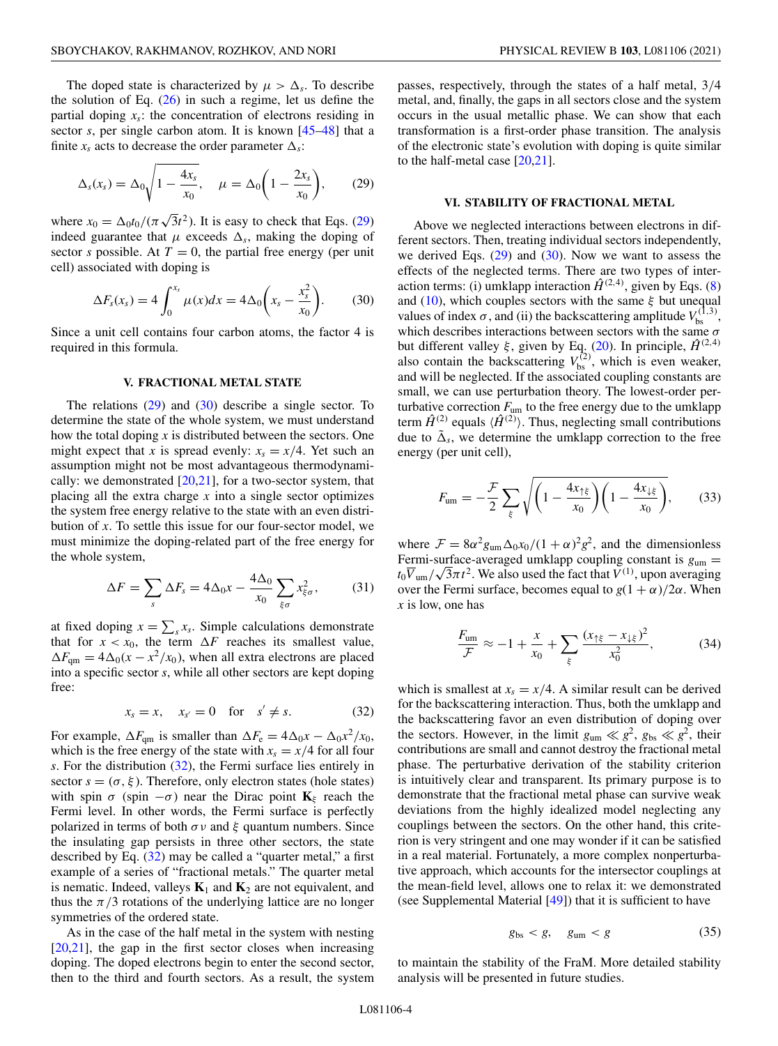The doped state is characterized by $\mu > \Delta_s$. To describe the solution of Eq. (26) in such a regime, let us define the partial doping $x_s$: the concentration of electrons residing in sector $s$, per single carbon atom. It is known [45–48] that a finite $x_s$ acts to decrease the order parameter $\Delta_s$:

$$\Delta_s(x_s) = \Delta_0\sqrt{1 - \frac{4x_s}{x_0}}, \quad \mu = \Delta_0\left(1 - \frac{2x_s}{x_0}\right), \tag{29}$$

where $x_0 = \Delta_0 t_0/(\pi\sqrt{3}t^2)$. It is easy to check that Eqs. (29) indeed guarantee that $\mu$ exceeds $\Delta_s$, making the doping of sector $s$ possible. At $T = 0$, the partial free energy (per unit cell) associated with doping is

$$\Delta F_s(x_s) = 4\int_0^{x_s} \mu(x)dx = 4\Delta_0\left(x_s - \frac{x_s^2}{x_0}\right). \tag{30}$$

Since a unit cell contains four carbon atoms, the factor 4 is required in this formula.

## V. FRACTIONAL METAL STATE

The relations (29) and (30) describe a single sector. To determine the state of the whole system, we must understand how the total doping $x$ is distributed between the sectors. One might expect that $x$ is spread evenly: $x_s = x/4$. Yet such an assumption might not be most advantageous thermodynamically: we demonstrated [20,21], for a two-sector system, that placing all the extra charge $x$ into a single sector optimizes the system free energy relative to the state with an even distribution of $x$. To settle this issue for our four-sector model, we must minimize the doping-related part of the free energy for the whole system,

$$\Delta F = \sum_s \Delta F_s = 4\Delta_0 x - \frac{4\Delta_0}{x_0}\sum_{\xi\sigma} x_{\xi\sigma}^2, \tag{31}$$

at fixed doping $x = \sum_s x_s$. Simple calculations demonstrate that for $x < x_0$, the term $\Delta F$ reaches its smallest value, $\Delta F_{\rm qm} = 4\Delta_0(x - x^2/x_0)$, when all extra electrons are placed into a specific sector $s$, while all other sectors are kept doping free:

$$x_s = x, \quad x_{s'} = 0 \quad \text{for} \quad s' \neq s. \tag{32}$$

For example, $\Delta F_{\rm qm}$ is smaller than $\Delta F_{\rm e} = 4\Delta_0 x - \Delta_0 x^2/x_0$, which is the free energy of the state with $x_s = x/4$ for all four $s$. For the distribution (32), the Fermi surface lies entirely in sector $s = (\sigma, \xi)$. Therefore, only electron states (hole states) with spin $\sigma$ (spin $-\sigma$) near the Dirac point $\mathbf{K}_\xi$ reach the Fermi level. In other words, the Fermi surface is perfectly polarized in terms of both $\sigma\nu$ and $\xi$ quantum numbers. Since the insulating gap persists in three other sectors, the state described by Eq. (32) may be called a "quarter metal," a first example of a series of "fractional metals." The quarter metal is nematic. Indeed, valleys $\mathbf{K}_1$ and $\mathbf{K}_2$ are not equivalent, and thus the $\pi/3$ rotations of the underlying lattice are no longer symmetries of the ordered state.

As in the case of the half metal in the system with nesting [20,21], the gap in the first sector closes when increasing doping. The doped electrons begin to enter the second sector, then to the third and fourth sectors. As a result, the system passes, respectively, through the states of a half metal, 3/4 metal, and, finally, the gaps in all sectors close and the system occurs in the usual metallic phase. We can show that each transformation is a first-order phase transition. The analysis of the electronic state's evolution with doping is quite similar to the half-metal case [20,21].

## VI. STABILITY OF FRACTIONAL METAL

Above we neglected interactions between electrons in different sectors. Then, treating individual sectors independently, we derived Eqs. (29) and (30). Now we want to assess the effects of the neglected terms. There are two types of interaction terms: (i) umklapp interaction $\hat{H}^{(2,4)}$, given by Eqs. (8) and (10), which couples sectors with the same $\xi$ but unequal values of index $\sigma$, and (ii) the backscattering amplitude $V_{\rm bs}^{(1,3)}$, which describes interactions between sectors with the same $\sigma$ but different valley $\xi$, given by Eq. (20). In principle, $\hat{H}^{(2,4)}$ also contain the backscattering $V_{\rm bs}^{(2)}$, which is even weaker, and will be neglected. If the associated coupling constants are small, we can use perturbation theory. The lowest-order perturbative correction $F_{\rm um}$ to the free energy due to the umklapp term $\hat{H}^{(2)}$ equals $\langle\hat{H}^{(2)}\rangle$. Thus, neglecting small contributions due to $\tilde{\Delta}_s$, we determine the umklapp correction to the free energy (per unit cell),

$$F_{\rm um} = -\frac{\mathcal{F}}{2}\sum_\xi \sqrt{\left(1 - \frac{4x_{\uparrow\xi}}{x_0}\right)\left(1 - \frac{4x_{\downarrow\xi}}{x_0}\right)}, \tag{33}$$

where $\mathcal{F} = 8\alpha^2 g_{\rm um}\Delta_0 x_0/(1+\alpha)^2 g^2$, and the dimensionless Fermi-surface-averaged umklapp coupling constant is $g_{\rm um} = t_0\overline{V}_{\rm um}/\sqrt{3}\pi t^2$. We also used the fact that $V^{(1)}$, upon averaging over the Fermi surface, becomes equal to $g(1+\alpha)/2\alpha$. When $x$ is low, one has

$$\frac{F_{\rm um}}{\mathcal{F}} \approx -1 + \frac{x}{x_0} + \sum_\xi \frac{(x_{\uparrow\xi} - x_{\downarrow\xi})^2}{x_0^2}, \tag{34}$$

which is smallest at $x_s = x/4$. A similar result can be derived for the backscattering interaction. Thus, both the umklapp and the backscattering favor an even distribution of doping over the sectors. However, in the limit $g_{\rm um} \ll g^2$, $g_{\rm bs} \ll g^2$, their contributions are small and cannot destroy the fractional metal phase. The perturbative derivation of the stability criterion is intuitively clear and transparent. Its primary purpose is to demonstrate that the fractional metal phase can survive weak deviations from the highly idealized model neglecting any couplings between the sectors. On the other hand, this criterion is very stringent and one may wonder if it can be satisfied in a real material. Fortunately, a more complex nonperturbative approach, which accounts for the intersector couplings at the mean-field level, allows one to relax it: we demonstrated (see Supplemental Material [49]) that it is sufficient to have

$$g_{\rm bs} < g, \quad g_{\rm um} < g \tag{35}$$

to maintain the stability of the FraM. More detailed stability analysis will be presented in future studies.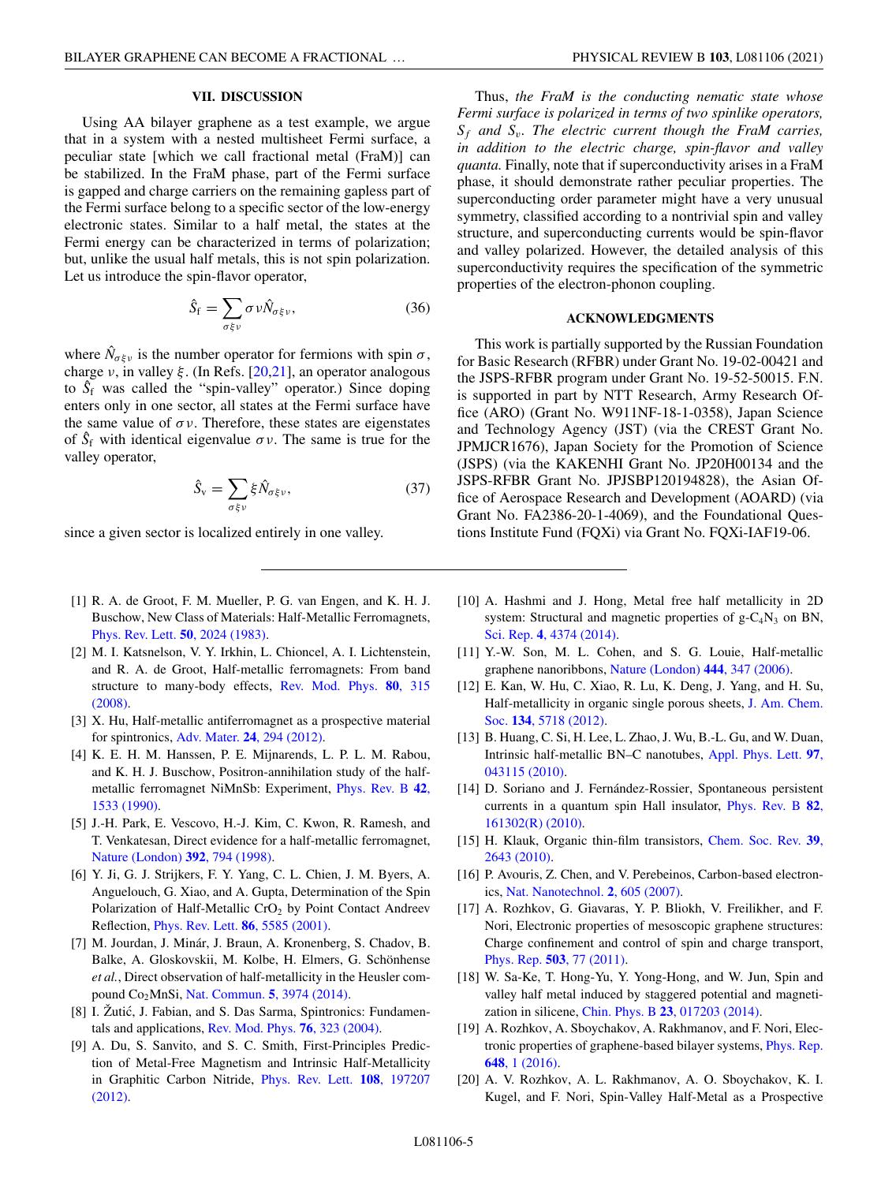## VII. DISCUSSION

Using AA bilayer graphene as a test example, we argue that in a system with a nested multisheet Fermi surface, a peculiar state [which we call fractional metal (FraM)] can be stabilized. In the FraM phase, part of the Fermi surface is gapped and charge carriers on the remaining gapless part of the Fermi surface belong to a specific sector of the low-energy electronic states. Similar to a half metal, the states at the Fermi energy can be characterized in terms of polarization; but, unlike the usual half metals, this is not spin polarization. Let us introduce the spin-flavor operator,

$$\hat{S}_{\rm f} = \sum_{\sigma\xi\nu} \sigma\nu \hat{N}_{\sigma\xi\nu}, \tag{36}$$

where $\hat{N}_{\sigma\xi\nu}$ is the number operator for fermions with spin $\sigma$, charge $\nu$, in valley $\xi$. (In Refs. [20,21], an operator analogous to $\hat{S}_{\rm f}$ was called the "spin-valley" operator.) Since doping enters only in one sector, all states at the Fermi surface have the same value of $\sigma\nu$. Therefore, these states are eigenstates of $\hat{S}_{\rm f}$ with identical eigenvalue $\sigma\nu$. The same is true for the valley operator,

$$\hat{S}_{\rm v} = \sum_{\sigma\xi\nu} \xi \hat{N}_{\sigma\xi\nu}, \tag{37}$$

since a given sector is localized entirely in one valley.

Thus, *the FraM is the conducting nematic state whose Fermi surface is polarized in terms of two spinlike operators, $S_f$ and $S_v$. The electric current though the FraM carries, in addition to the electric charge, spin-flavor and valley quanta.* Finally, note that if superconductivity arises in a FraM phase, it should demonstrate rather peculiar properties. The superconducting order parameter might have a very unusual symmetry, classified according to a nontrivial spin and valley structure, and superconducting currents would be spin-flavor and valley polarized. However, the detailed analysis of this superconductivity requires the specification of the symmetric properties of the electron-phonon coupling.

## ACKNOWLEDGMENTS

This work is partially supported by the Russian Foundation for Basic Research (RFBR) under Grant No. 19-02-00421 and the JSPS-RFBR program under Grant No. 19-52-50015. F.N. is supported in part by NTT Research, Army Research Office (ARO) (Grant No. W911NF-18-1-0358), Japan Science and Technology Agency (JST) (via the CREST Grant No. JPMJCR1676), Japan Society for the Promotion of Science (JSPS) (via the KAKENHI Grant No. JP20H00134 and the JSPS-RFBR Grant No. JPJSBP120194828), the Asian Office of Aerospace Research and Development (AOARD) (via Grant No. FA2386-20-1-4069), and the Foundational Questions Institute Fund (FQXi) via Grant No. FQXi-IAF19-06.

---

[1] R. A. de Groot, F. M. Mueller, P. G. van Engen, and K. H. J. Buschow, New Class of Materials: Half-Metallic Ferromagnets, Phys. Rev. Lett. **50**, 2024 (1983).

[2] M. I. Katsnelson, V. Y. Irkhin, L. Chioncel, A. I. Lichtenstein, and R. A. de Groot, Half-metallic ferromagnets: From band structure to many-body effects, Rev. Mod. Phys. **80**, 315 (2008).

[3] X. Hu, Half-metallic antiferromagnet as a prospective material for spintronics, Adv. Mater. **24**, 294 (2012).

[4] K. E. H. M. Hanssen, P. E. Mijnarends, L. P. L. M. Rabou, and K. H. J. Buschow, Positron-annihilation study of the half-metallic ferromagnet NiMnSb: Experiment, Phys. Rev. B **42**, 1533 (1990).

[5] J.-H. Park, E. Vescovo, H.-J. Kim, C. Kwon, R. Ramesh, and T. Venkatesan, Direct evidence for a half-metallic ferromagnet, Nature (London) **392**, 794 (1998).

[6] Y. Ji, G. J. Strijkers, F. Y. Yang, C. L. Chien, J. M. Byers, A. Anguelouch, G. Xiao, and A. Gupta, Determination of the Spin Polarization of Half-Metallic $CrO_2$ by Point Contact Andreev Reflection, Phys. Rev. Lett. **86**, 5585 (2001).

[7] M. Jourdan, J. Minár, J. Braun, A. Kronenberg, S. Chadov, B. Balke, A. Gloskovskii, M. Kolbe, H. Elmers, G. Schönhense *et al.*, Direct observation of half-metallicity in the Heusler compound $Co_2MnSi$, Nat. Commun. **5**, 3974 (2014).

[8] I. Žutić, J. Fabian, and S. Das Sarma, Spintronics: Fundamentals and applications, Rev. Mod. Phys. **76**, 323 (2004).

[9] A. Du, S. Sanvito, and S. C. Smith, First-Principles Prediction of Metal-Free Magnetism and Intrinsic Half-Metallicity in Graphitic Carbon Nitride, Phys. Rev. Lett. **108**, 197207 (2012).

[10] A. Hashmi and J. Hong, Metal free half metallicity in 2D system: Structural and magnetic properties of g-$C_4N_3$ on BN, Sci. Rep. **4**, 4374 (2014).

[11] Y.-W. Son, M. L. Cohen, and S. G. Louie, Half-metallic graphene nanoribbons, Nature (London) **444**, 347 (2006).

[12] E. Kan, W. Hu, C. Xiao, R. Lu, K. Deng, J. Yang, and H. Su, Half-metallicity in organic single porous sheets, J. Am. Chem. Soc. **134**, 5718 (2012).

[13] B. Huang, C. Si, H. Lee, L. Zhao, J. Wu, B.-L. Gu, and W. Duan, Intrinsic half-metallic BN–C nanotubes, Appl. Phys. Lett. **97**, 043115 (2010).

[14] D. Soriano and J. Fernández-Rossier, Spontaneous persistent currents in a quantum spin Hall insulator, Phys. Rev. B **82**, 161302(R) (2010).

[15] H. Klauk, Organic thin-film transistors, Chem. Soc. Rev. **39**, 2643 (2010).

[16] P. Avouris, Z. Chen, and V. Perebeinos, Carbon-based electronics, Nat. Nanotechnol. **2**, 605 (2007).

[17] A. Rozhkov, G. Giavaras, Y. P. Bliokh, V. Freilikher, and F. Nori, Electronic properties of mesoscopic graphene structures: Charge confinement and control of spin and charge transport, Phys. Rep. **503**, 77 (2011).

[18] W. Sa-Ke, T. Hong-Yu, Y. Yong-Hong, and W. Jun, Spin and valley half metal induced by staggered potential and magnetization in silicene, Chin. Phys. B **23**, 017203 (2014).

[19] A. Rozhkov, A. Sboychakov, A. Rakhmanov, and F. Nori, Electronic properties of graphene-based bilayer systems, Phys. Rep. **648**, 1 (2016).

[20] A. V. Rozhkov, A. L. Rakhmanov, A. O. Sboychakov, K. I. Kugel, and F. Nori, Spin-Valley Half-Metal as a Prospective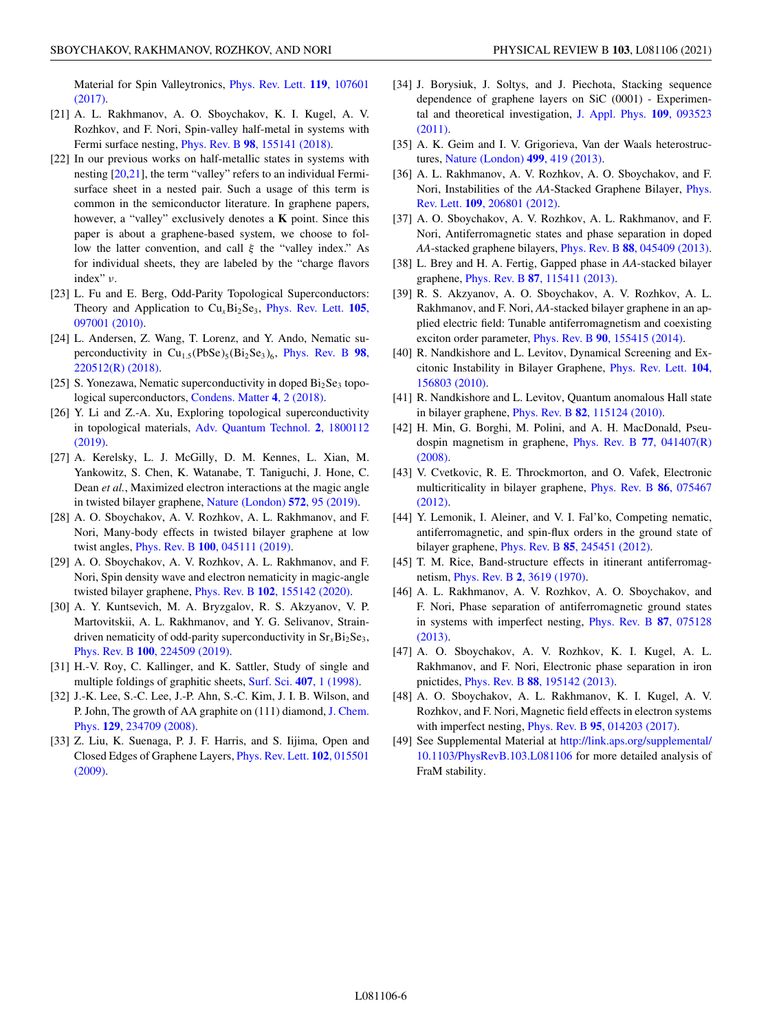Material for Spin Valleytronics, Phys. Rev. Lett. **119**, 107601 (2017).

[21] A. L. Rakhmanov, A. O. Sboychakov, K. I. Kugel, A. V. Rozhkov, and F. Nori, Spin-valley half-metal in systems with Fermi surface nesting, Phys. Rev. B **98**, 155141 (2018).

[22] In our previous works on half-metallic states in systems with nesting [20,21], the term "valley" refers to an individual Fermi-surface sheet in a nested pair. Such a usage of this term is common in the semiconductor literature. In graphene papers, however, a "valley" exclusively denotes a **K** point. Since this paper is about a graphene-based system, we choose to follow the latter convention, and call $\xi$ the "valley index." As for individual sheets, they are labeled by the "charge flavors index" $\nu$.

[23] L. Fu and E. Berg, Odd-Parity Topological Superconductors: Theory and Application to $Cu_xBi_2Se_3$, Phys. Rev. Lett. **105**, 097001 (2010).

[24] L. Andersen, Z. Wang, T. Lorenz, and Y. Ando, Nematic superconductivity in $Cu_{1.5}(PbSe)_5(Bi_2Se_3)_6$, Phys. Rev. B **98**, 220512(R) (2018).

[25] S. Yonezawa, Nematic superconductivity in doped $Bi_2Se_3$ topological superconductors, Condens. Matter **4**, 2 (2018).

[26] Y. Li and Z.-A. Xu, Exploring topological superconductivity in topological materials, Adv. Quantum Technol. **2**, 1800112 (2019).

[27] A. Kerelsky, L. J. McGilly, D. M. Kennes, L. Xian, M. Yankowitz, S. Chen, K. Watanabe, T. Taniguchi, J. Hone, C. Dean *et al.*, Maximized electron interactions at the magic angle in twisted bilayer graphene, Nature (London) **572**, 95 (2019).

[28] A. O. Sboychakov, A. V. Rozhkov, A. L. Rakhmanov, and F. Nori, Many-body effects in twisted bilayer graphene at low twist angles, Phys. Rev. B **100**, 045111 (2019).

[29] A. O. Sboychakov, A. V. Rozhkov, A. L. Rakhmanov, and F. Nori, Spin density wave and electron nematicity in magic-angle twisted bilayer graphene, Phys. Rev. B **102**, 155142 (2020).

[30] A. Y. Kuntsevich, M. A. Bryzgalov, R. S. Akzyanov, V. P. Martovitskii, A. L. Rakhmanov, and Y. G. Selivanov, Strain-driven nematicity of odd-parity superconductivity in $Sr_xBi_2Se_3$, Phys. Rev. B **100**, 224509 (2019).

[31] H.-V. Roy, C. Kallinger, and K. Sattler, Study of single and multiple foldings of graphitic sheets, Surf. Sci. **407**, 1 (1998).

[32] J.-K. Lee, S.-C. Lee, J.-P. Ahn, S.-C. Kim, J. I. B. Wilson, and P. John, The growth of AA graphite on (111) diamond, J. Chem. Phys. **129**, 234709 (2008).

[33] Z. Liu, K. Suenaga, P. J. F. Harris, and S. Iijima, Open and Closed Edges of Graphene Layers, Phys. Rev. Lett. **102**, 015501 (2009).

[34] J. Borysiuk, J. Soltys, and J. Piechota, Stacking sequence dependence of graphene layers on SiC (0001) - Experimental and theoretical investigation, J. Appl. Phys. **109**, 093523 (2011).

[35] A. K. Geim and I. V. Grigorieva, Van der Waals heterostructures, Nature (London) **499**, 419 (2013).

[36] A. L. Rakhmanov, A. V. Rozhkov, A. O. Sboychakov, and F. Nori, Instabilities of the *AA*-Stacked Graphene Bilayer, Phys. Rev. Lett. **109**, 206801 (2012).

[37] A. O. Sboychakov, A. V. Rozhkov, A. L. Rakhmanov, and F. Nori, Antiferromagnetic states and phase separation in doped *AA*-stacked graphene bilayers, Phys. Rev. B **88**, 045409 (2013).

[38] L. Brey and H. A. Fertig, Gapped phase in *AA*-stacked bilayer graphene, Phys. Rev. B **87**, 115411 (2013).

[39] R. S. Akzyanov, A. O. Sboychakov, A. V. Rozhkov, A. L. Rakhmanov, and F. Nori, *AA*-stacked bilayer graphene in an applied electric field: Tunable antiferromagnetism and coexisting exciton order parameter, Phys. Rev. B **90**, 155415 (2014).

[40] R. Nandkishore and L. Levitov, Dynamical Screening and Excitonic Instability in Bilayer Graphene, Phys. Rev. Lett. **104**, 156803 (2010).

[41] R. Nandkishore and L. Levitov, Quantum anomalous Hall state in bilayer graphene, Phys. Rev. B **82**, 115124 (2010).

[42] H. Min, G. Borghi, M. Polini, and A. H. MacDonald, Pseudospin magnetism in graphene, Phys. Rev. B **77**, 041407(R) (2008).

[43] V. Cvetkovic, R. E. Throckmorton, and O. Vafek, Electronic multicriticality in bilayer graphene, Phys. Rev. B **86**, 075467 (2012).

[44] Y. Lemonik, I. Aleiner, and V. I. Fal'ko, Competing nematic, antiferromagnetic, and spin-flux orders in the ground state of bilayer graphene, Phys. Rev. B **85**, 245451 (2012).

[45] T. M. Rice, Band-structure effects in itinerant antiferromagnetism, Phys. Rev. B **2**, 3619 (1970).

[46] A. L. Rakhmanov, A. V. Rozhkov, A. O. Sboychakov, and F. Nori, Phase separation of antiferromagnetic ground states in systems with imperfect nesting, Phys. Rev. B **87**, 075128 (2013).

[47] A. O. Sboychakov, A. V. Rozhkov, K. I. Kugel, A. L. Rakhmanov, and F. Nori, Electronic phase separation in iron pnictides, Phys. Rev. B **88**, 195142 (2013).

[48] A. O. Sboychakov, A. L. Rakhmanov, K. I. Kugel, A. V. Rozhkov, and F. Nori, Magnetic field effects in electron systems with imperfect nesting, Phys. Rev. B **95**, 014203 (2017).

[49] See Supplemental Material at http://link.aps.org/supplemental/10.1103/PhysRevB.103.L081106 for more detailed analysis of FraM stability.